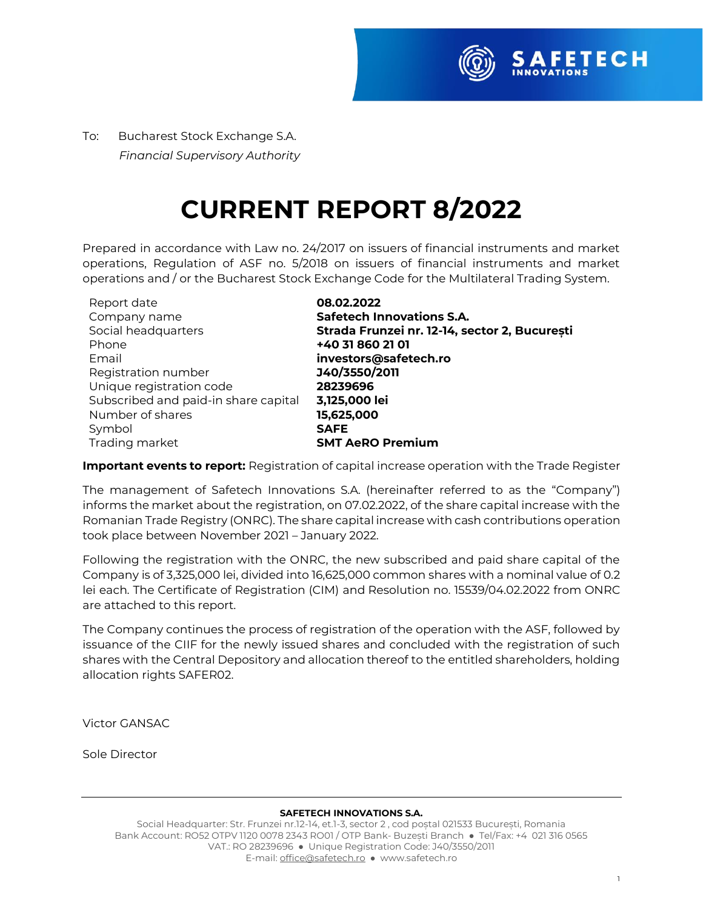To: Bucharest Stock Exchange S.A.
*Financial Supervisory Authority*

# CURRENT REPORT 8/2022

Prepared in accordance with Law no. 24/2017 on issuers of financial instruments and market operations, Regulation of ASF no. 5/2018 on issuers of financial instruments and market operations and / or the Bucharest Stock Exchange Code for the Multilateral Trading System.

| | |
|---|---|
| Report date | **08.02.2022** |
| Company name | **Safetech Innovations S.A.** |
| Social headquarters | **Strada Frunzei nr. 12-14, sector 2, București** |
| Phone | **+40 31 860 21 01** |
| Email | **investors@safetech.ro** |
| Registration number | **J40/3550/2011** |
| Unique registration code | **28239696** |
| Subscribed and paid-in share capital | **3,125,000 lei** |
| Number of shares | **15,625,000** |
| Symbol | **SAFE** |
| Trading market | **SMT AeRO Premium** |

**Important events to report:** Registration of capital increase operation with the Trade Register

The management of Safetech Innovations S.A. (hereinafter referred to as the "Company") informs the market about the registration, on 07.02.2022, of the share capital increase with the Romanian Trade Registry (ONRC). The share capital increase with cash contributions operation took place between November 2021 – January 2022.

Following the registration with the ONRC, the new subscribed and paid share capital of the Company is of 3,325,000 lei, divided into 16,625,000 common shares with a nominal value of 0.2 lei each. The Certificate of Registration (CIM) and Resolution no. 15539/04.02.2022 from ONRC are attached to this report.

The Company continues the process of registration of the operation with the ASF, followed by issuance of the CIIF for the newly issued shares and concluded with the registration of such shares with the Central Depository and allocation thereof to the entitled shareholders, holding allocation rights SAFER02.

Victor GANSAC

Sole Director

**SAFETECH INNOVATIONS S.A.**
Social Headquarter: Str. Frunzei nr.12-14, et.1-3, sector 2 , cod poștal 021533 București, Romania
Bank Account: RO52 OTPV 1120 0078 2343 RO01 / OTP Bank- Buzești Branch ● Tel/Fax: +4 021 316 0565
VAT.: RO 28239696 ● Unique Registration Code: J40/3550/2011
E-mail: office@safetech.ro ● www.safetech.ro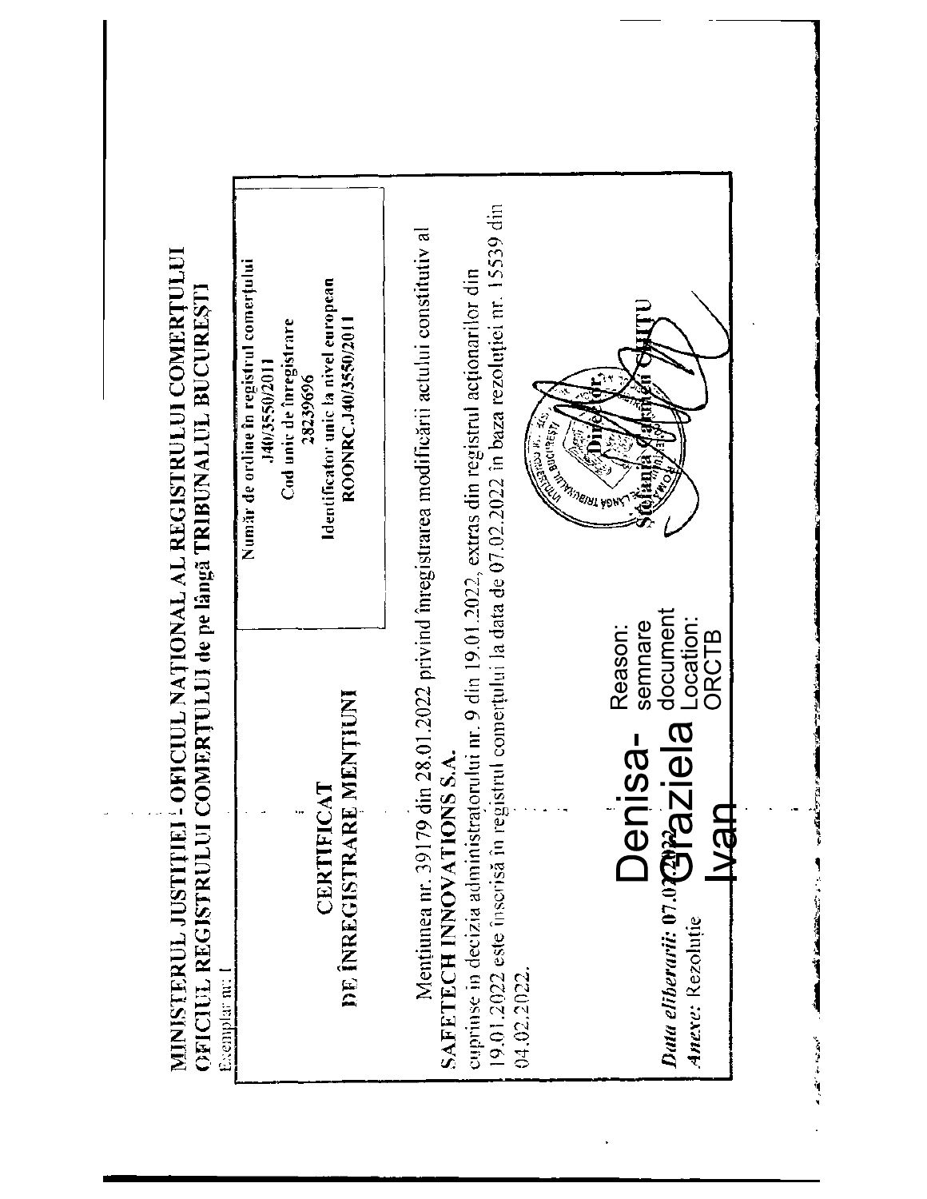**MINISTERUL JUSTIȚIEI - OFICIUL NAȚIONAL AL REGISTRULUI COMERȚULUI**
**OFICIUL REGISTRULUI COMERȚULUI de pe lângă TRIBUNALUL BUCUREȘTI**

Exemplar nr: 1

| Număr de ordine în registrul comerțului |
|---|
| J40/3550/2011 |
| Cod unic de înregistrare |
| 28239696 |
| Identificator unic la nivel european |
| ROONRC.J40/3550/2011 |

# CERTIFICAT
## DE ÎNREGISTRARE MENȚIUNI

Mențiunea nr. 39179 din 28.01.2022 privind înregistrarea modificări actului constitutiv al **SAFETECH INNOVATIONS S.A.**
cuprinse în decizia administratorului nr. 9 din 19.01.2022, extras din registrul acționarilor din 19.01.2022 este înscrisă în registrul comerțului la data de 07.02.2022 în baza rezoluției nr. 15539 din 04.02.2022.

***Data eliberării:*** **07.02.2022**
***Anexe:*** Rezoluție

Denisa-Graziela Ivan
Reason: semnare document
Location: ORCTB

**Director,**
Ștefania Carmen CHITU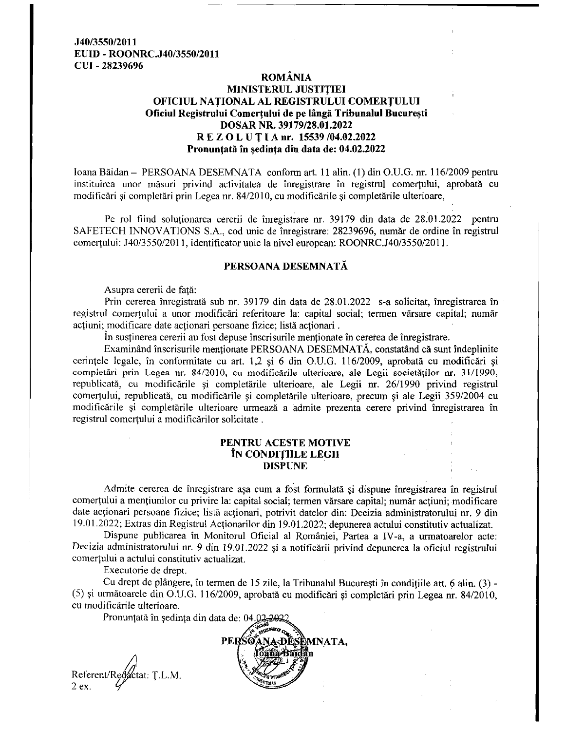**J40/3550/2011**
**EUID - ROONRC.J40/3550/2011**
**CUI - 28239696**

**ROMÂNIA**
**MINISTERUL JUSTIȚIEI**
**OFICIUL NAȚIONAL AL REGISTRULUI COMERȚULUI**
**Oficiul Registrului Comerțului de pe lângă Tribunalul București**
**DOSAR NR. 39179/28.01.2022**
**R E Z O L U Ț I A nr. 15539 /04.02.2022**
**Pronunțată în ședința din data de: 04.02.2022**

Ioana Băidan – PERSOANA DESEMNATA conform art. 11 alin. (1) din O.U.G. nr. 116/2009 pentru instituirea unor măsuri privind activitatea de înregistrare în registrul comerțului, aprobată cu modificări și completări prin Legea nr. 84/2010, cu modificările și completările ulterioare,

Pe rol fiind soluționarea cererii de înregistrare nr. 39179 din data de 28.01.2022 pentru SAFETECH INNOVATIONS S.A., cod unic de înregistrare: 28239696, număr de ordine în registrul comerțului: J40/3550/2011, identificator unic la nivel european: ROONRC.J40/3550/2011.

**PERSOANA DESEMNATĂ**

Asupra cererii de față:

Prin cererea înregistrată sub nr. 39179 din data de 28.01.2022 s-a solicitat, înregistrarea în registrul comerțului a unor modificări referitoare la: capital social; termen vărsare capital; număr acțiuni; modificare date acționari persoane fizice; listă acționari .

În susținerea cererii au fost depuse înscrisurile menționate în cererea de înregistrare.

Examinând înscrisurile menționate PERSOANA DESEMNATĂ, constatând că sunt îndeplinite cerințele legale, în conformitate cu art. 1,2 și 6 din O.U.G. 116/2009, aprobată cu modificări și completări prin Legea nr. 84/2010, cu modificările ulterioare, ale Legii societăților nr. 31/1990, republicată, cu modificările și completările ulterioare, ale Legii nr. 26/1990 privind registrul comerțului, republicată, cu modificările și completările ulterioare, precum și ale Legii 359/2004 cu modificările și completările ulterioare urmează a admite prezenta cerere privind înregistrarea în registrul comerțului a modificărilor solicitate .

**PENTRU ACESTE MOTIVE**
**ÎN CONDIȚIILE LEGII**
**DISPUNE**

Admite cererea de înregistrare așa cum a fost formulată și dispune înregistrarea în registrul comerțului a mențiunilor cu privire la: capital social; termen vărsare capital; număr acțiuni; modificare date acționari persoane fizice; listă acționari, potrivit datelor din: Decizia administratorului nr. 9 din 19.01.2022; Extras din Registrul Acționarilor din 19.01.2022; depunerea actului constitutiv actualizat.

Dispune publicarea în Monitorul Oficial al României, Partea a IV-a, a urmatoarelor acte: Decizia administratorului nr. 9 din 19.01.2022 și a notificării privind depunerea la oficiul registrului comerțului a actului constitutiv actualizat.

Executorie de drept.

Cu drept de plângere, în termen de 15 zile, la Tribunalul București în condițiile art. 6 alin. (3) - (5) și următoarele din O.U.G. 116/2009, aprobată cu modificări și completări prin Legea nr. 84/2010, cu modificările ulterioare.

Pronunțată în ședința din data de: 04.02.2022

PERSOANA DESEMNATA,
Ioana Băidan

Referent/Redactat: Ț.L.M.
2 ex.